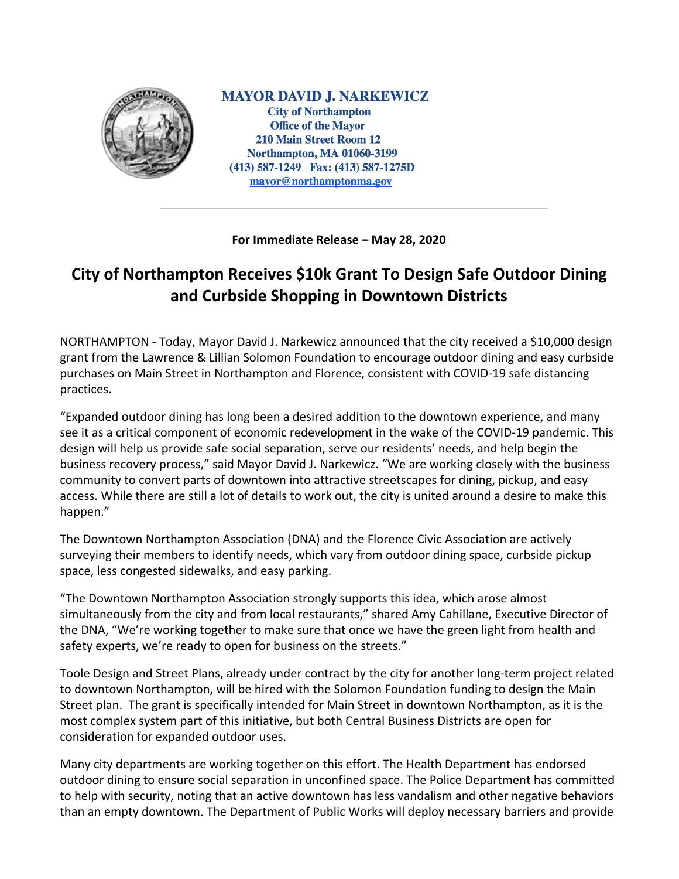**MAYOR DAVID J. NARKEWICZ**
**City of Northampton**
**Office of the Mayor**
**210 Main Street Room 12**
**Northampton, MA 01060-3199**
**(413) 587-1249 Fax: (413) 587-1275D**
**mayor@northamptonma.gov**

---

**For Immediate Release – May 28, 2020**

# City of Northampton Receives $10k Grant To Design Safe Outdoor Dining and Curbside Shopping in Downtown Districts

NORTHAMPTON - Today, Mayor David J. Narkewicz announced that the city received a $10,000 design grant from the Lawrence & Lillian Solomon Foundation to encourage outdoor dining and easy curbside purchases on Main Street in Northampton and Florence, consistent with COVID-19 safe distancing practices.

"Expanded outdoor dining has long been a desired addition to the downtown experience, and many see it as a critical component of economic redevelopment in the wake of the COVID-19 pandemic. This design will help us provide safe social separation, serve our residents' needs, and help begin the business recovery process," said Mayor David J. Narkewicz. "We are working closely with the business community to convert parts of downtown into attractive streetscapes for dining, pickup, and easy access. While there are still a lot of details to work out, the city is united around a desire to make this happen."

The Downtown Northampton Association (DNA) and the Florence Civic Association are actively surveying their members to identify needs, which vary from outdoor dining space, curbside pickup space, less congested sidewalks, and easy parking.

"The Downtown Northampton Association strongly supports this idea, which arose almost simultaneously from the city and from local restaurants," shared Amy Cahillane, Executive Director of the DNA, "We're working together to make sure that once we have the green light from health and safety experts, we're ready to open for business on the streets."

Toole Design and Street Plans, already under contract by the city for another long-term project related to downtown Northampton, will be hired with the Solomon Foundation funding to design the Main Street plan. The grant is specifically intended for Main Street in downtown Northampton, as it is the most complex system part of this initiative, but both Central Business Districts are open for consideration for expanded outdoor uses.

Many city departments are working together on this effort. The Health Department has endorsed outdoor dining to ensure social separation in unconfined space. The Police Department has committed to help with security, noting that an active downtown has less vandalism and other negative behaviors than an empty downtown. The Department of Public Works will deploy necessary barriers and provide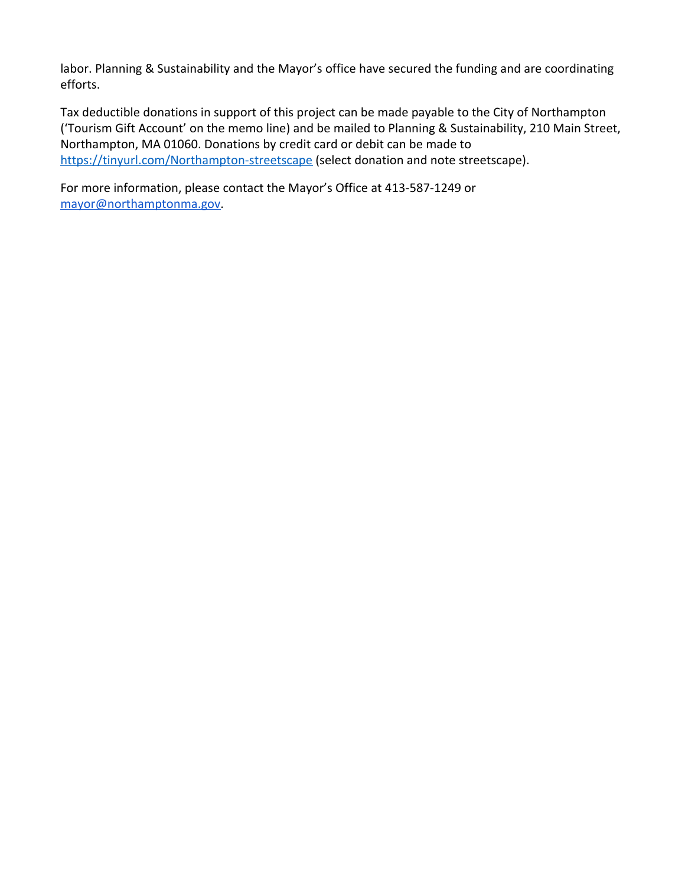labor. Planning & Sustainability and the Mayor's office have secured the funding and are coordinating efforts.

Tax deductible donations in support of this project can be made payable to the City of Northampton ('Tourism Gift Account' on the memo line) and be mailed to Planning & Sustainability, 210 Main Street, Northampton, MA 01060. Donations by credit card or debit can be made to https://tinyurl.com/Northampton-streetscape (select donation and note streetscape).

For more information, please contact the Mayor's Office at 413-587-1249 or mayor@northamptonma.gov.